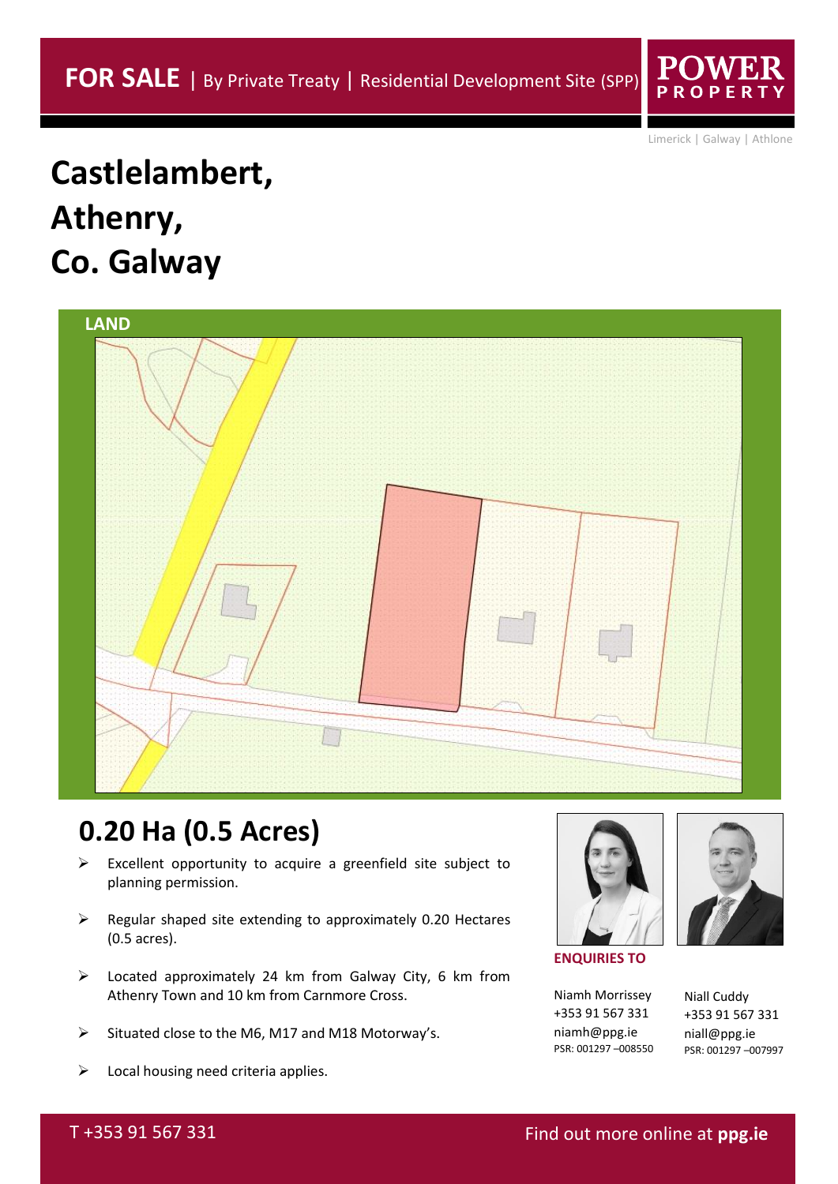**FOR SALE** | By Private Treaty | Residential Development Site (SPP)

POWER PROPERTY

Limerick | Galway | Athlone

# Castlelambert, Athenry, Co. Galway

LAND

## 0.20 Ha (0.5 Acres)

- Excellent opportunity to acquire a greenfield site subject to planning permission.
- Regular shaped site extending to approximately 0.20 Hectares (0.5 acres).
- Located approximately 24 km from Galway City, 6 km from Athenry Town and 10 km from Carnmore Cross.
- Situated close to the M6, M17 and M18 Motorway's.
- Local housing need criteria applies.

**ENQUIRIES TO**

Niamh Morrissey
+353 91 567 331
niamh@ppg.ie
PSR: 001297 –008550

Niall Cuddy
+353 91 567 331
niall@ppg.ie
PSR: 001297 –007997

T +353 91 567 331

Find out more online at **ppg.ie**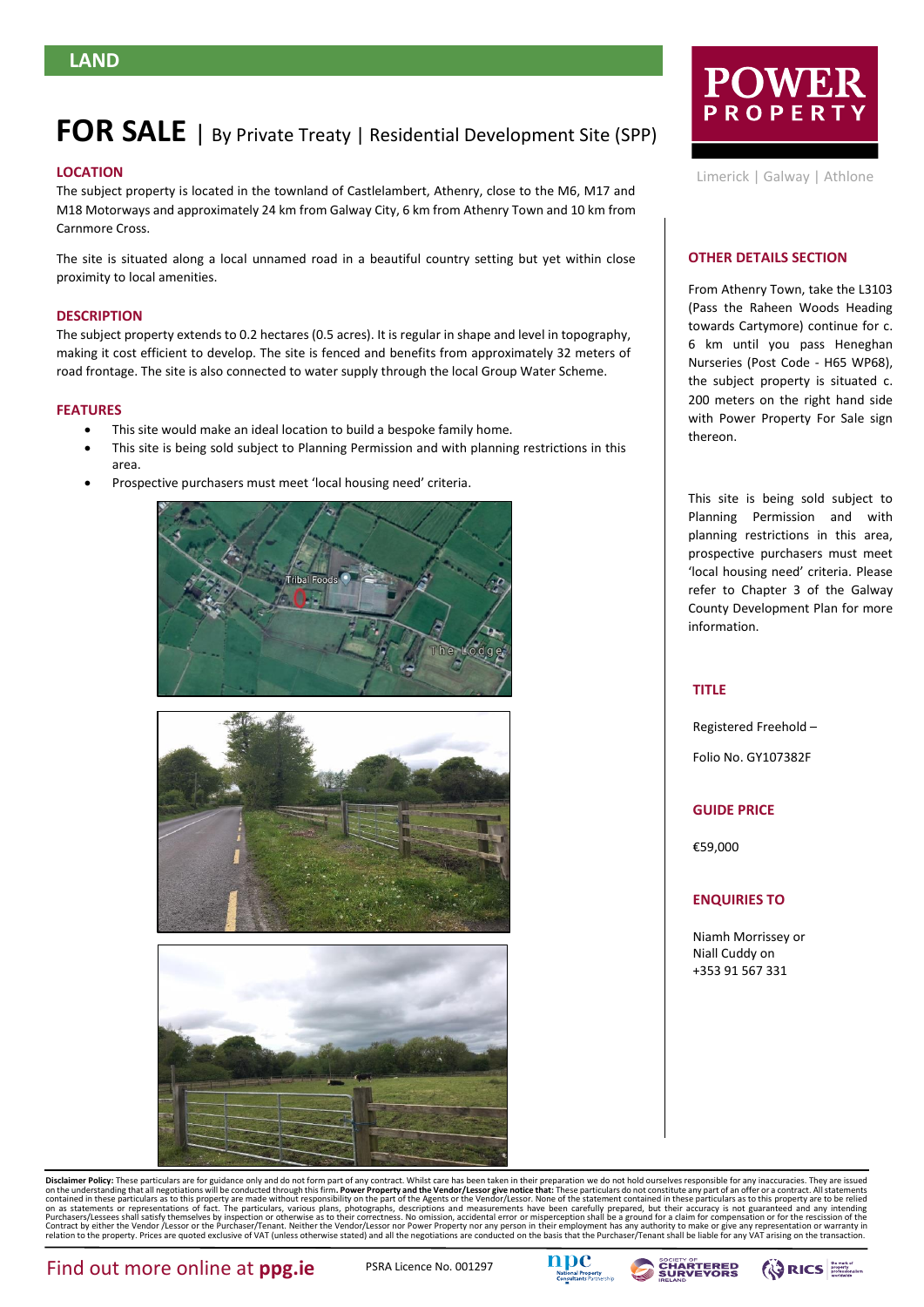LAND

# FOR SALE | By Private Treaty | Residential Development Site (SPP)

POWER PROPERTY

Limerick | Galway | Athlone

### LOCATION

The subject property is located in the townland of Castlelambert, Athenry, close to the M6, M17 and M18 Motorways and approximately 24 km from Galway City, 6 km from Athenry Town and 10 km from Carnmore Cross.

The site is situated along a local unnamed road in a beautiful country setting but yet within close proximity to local amenities.

### DESCRIPTION

The subject property extends to 0.2 hectares (0.5 acres). It is regular in shape and level in topography, making it cost efficient to develop. The site is fenced and benefits from approximately 32 meters of road frontage. The site is also connected to water supply through the local Group Water Scheme.

### FEATURES

- This site would make an ideal location to build a bespoke family home.
- This site is being sold subject to Planning Permission and with planning restrictions in this area.
- Prospective purchasers must meet 'local housing need' criteria.

Tribal Foods

The Lodge

### OTHER DETAILS SECTION

From Athenry Town, take the L3103 (Pass the Raheen Woods Heading towards Cartymore) continue for c. 6 km until you pass Heneghan Nurseries (Post Code - H65 WP68), the subject property is situated c. 200 meters on the right hand side with Power Property For Sale sign thereon.

This site is being sold subject to Planning Permission and with planning restrictions in this area, prospective purchasers must meet 'local housing need' criteria. Please refer to Chapter 3 of the Galway County Development Plan for more information.

### TITLE

Registered Freehold –

Folio No. GY107382F

### GUIDE PRICE

€59,000

### ENQUIRIES TO

Niamh Morrissey or
Niall Cuddy on
+353 91 567 331

**Disclaimer Policy:** These particulars are for guidance only and do not form part of any contract. Whilst care has been taken in their preparation we do not hold ourselves responsible for any inaccuracies. They are issued on the understanding that all negotiations will be conducted through this firm. **Power Property and the Vendor/Lessor give notice that:** These particulars do not constitute any part of an offer or a contract. All statements contained in these particulars as to this property are made without responsibility on the part of the Agents or the Vendor/Lessor. None of the statement contained in these particulars as to this property are to be relied on as statements or representations of fact. The particulars, various plans, photographs, descriptions and measurements have been carefully prepared, but their accuracy is not guaranteed and any intending Purchasers/Lessees shall satisfy themselves by inspection or otherwise as to their correctness. No omission, accidental error or misperception shall be a ground for a claim for compensation or for the rescission of the Contract by either the Vendor /Lessor or the Purchaser/Tenant. Neither the Vendor/Lessor nor Power Property nor any person in their employment has any authority to make or give any representation or warranty in relation to the property. Prices are quoted exclusive of VAT (unless otherwise stated) and all the negotiations are conducted on the basis that the Purchaser/Tenant shall be liable for any VAT arising on the transaction.

Find out more online at **ppg.ie**

PSRA Licence No. 001297